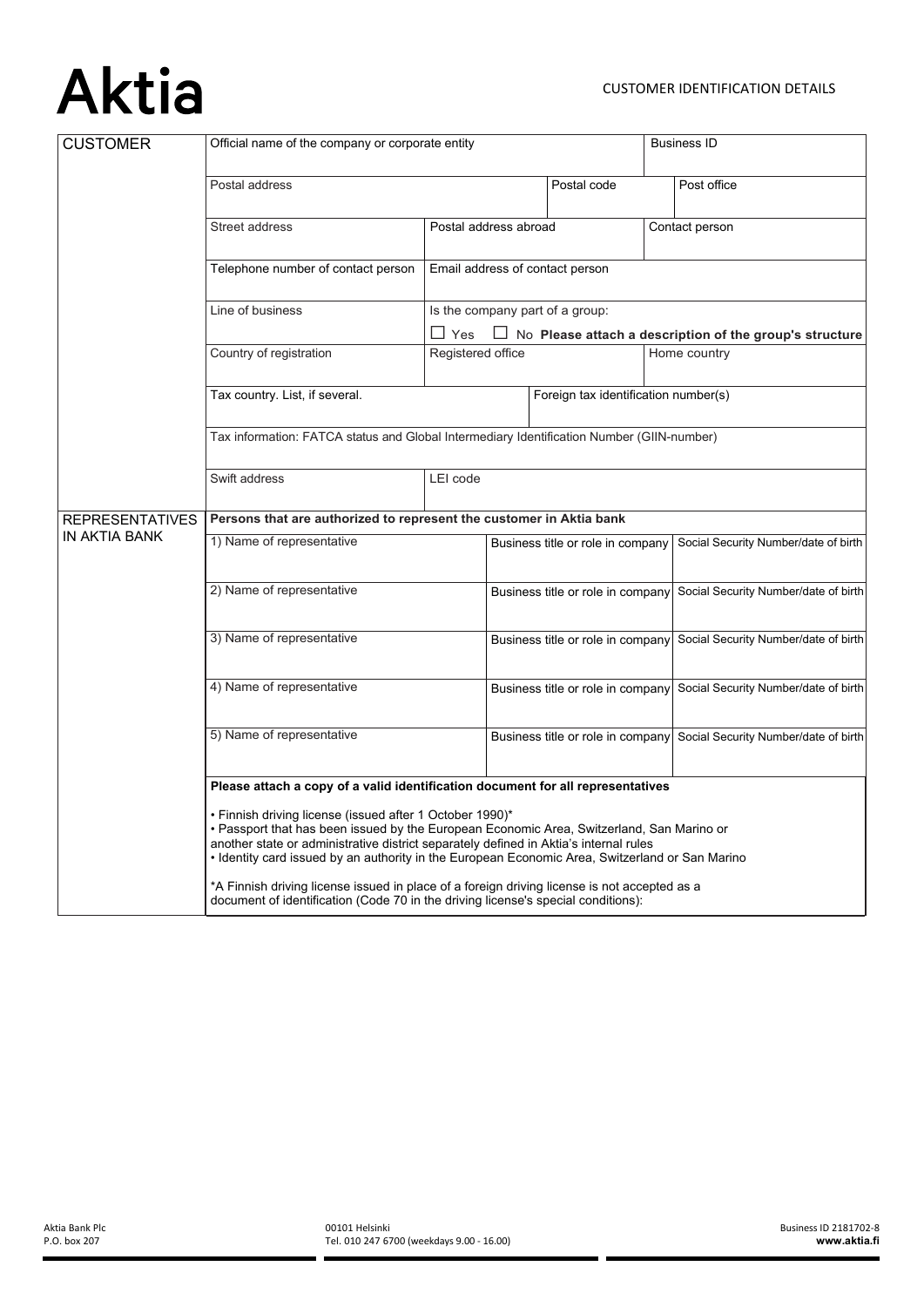# Aktia

CUSTOMER IDENTIFICATION DETAILS

| CUSTOMER | | | | | |
|---|---|---|---|---|---|
| | Official name of the company or corporate entity | | | | Business ID |
| | Postal address | | | Postal code | Post office |
| | Street address | Postal address abroad | | | Contact person |
| | Telephone number of contact person | Email address of contact person | | | |
| | Line of business | Is the company part of a group: ☐ Yes ☐ No **Please attach a description of the group's structure** | | | |
| | Country of registration | Registered office | | | Home country |
| | Tax country. List, if several. | | Foreign tax identification number(s) | | |
| | Tax information: FATCA status and Global Intermediary Identification Number (GIIN-number) | | | | |
| | Swift address | LEI code | | | |

| REPRESENTATIVES IN AKTIA BANK | | | |
|---|---|---|---|
| | **Persons that are authorized to represent the customer in Aktia bank** | | |
| | 1) Name of representative | Business title or role in company | Social Security Number/date of birth |
| | 2) Name of representative | Business title or role in company | Social Security Number/date of birth |
| | 3) Name of representative | Business title or role in company | Social Security Number/date of birth |
| | 4) Name of representative | Business title or role in company | Social Security Number/date of birth |
| | 5) Name of representative | Business title or role in company | Social Security Number/date of birth |

**Please attach a copy of a valid identification document for all representatives**

- Finnish driving license (issued after 1 October 1990)*
- Passport that has been issued by the European Economic Area, Switzerland, San Marino or another state or administrative district separately defined in Aktia's internal rules
- Identity card issued by an authority in the European Economic Area, Switzerland or San Marino

*A Finnish driving license issued in place of a foreign driving license is not accepted as a document of identification (Code 70 in the driving license's special conditions):

Aktia Bank Plc
P.O. box 207

00101 Helsinki
Tel. 010 247 6700 (weekdays 9.00 - 16.00)

Business ID 2181702-8
**www.aktia.fi**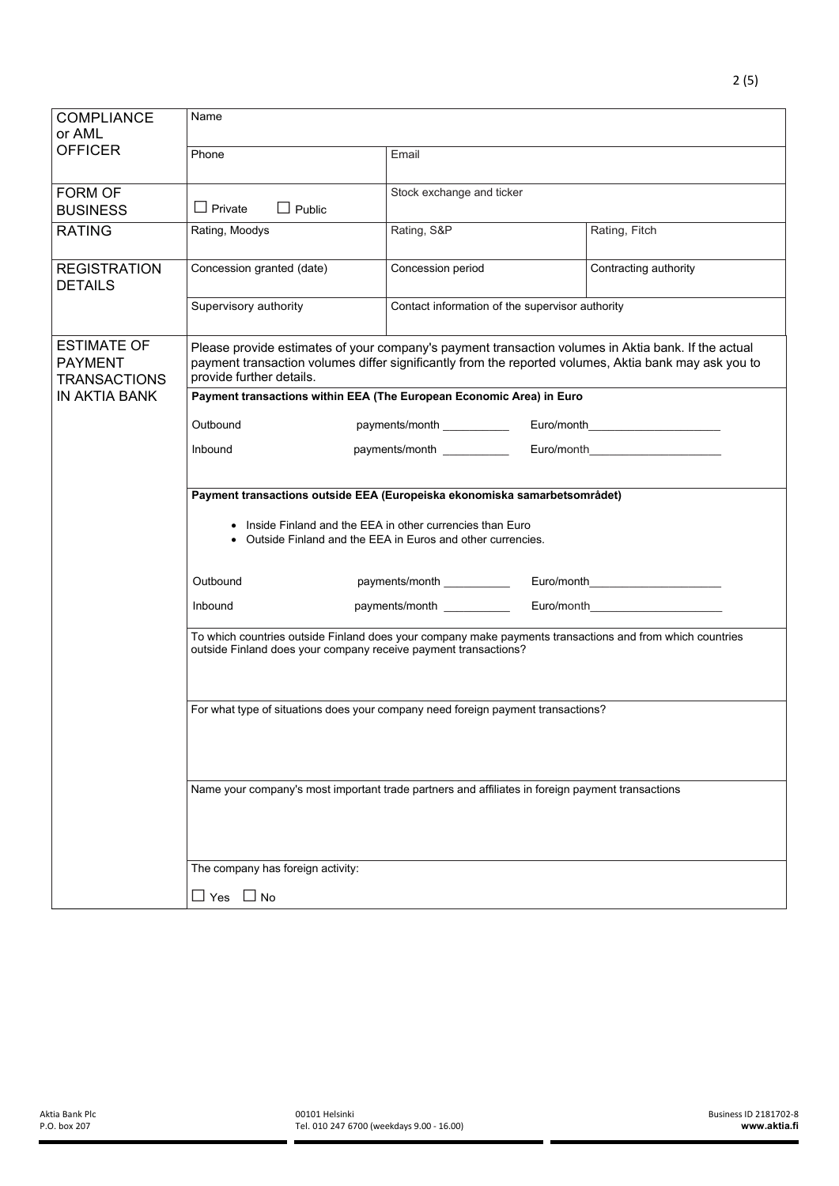| | | | |
|---|---|---|---|
| **COMPLIANCE or AML OFFICER** | Name | | |
| | Phone | Email | |
| **FORM OF BUSINESS** | ☐ Private ☐ Public | Stock exchange and ticker | |
| **RATING** | Rating, Moodys | Rating, S&P | Rating, Fitch |
| **REGISTRATION DETAILS** | Concession granted (date) | Concession period | Contracting authority |
| | Supervisory authority | Contact information of the supervisor authority | |

**ESTIMATE OF PAYMENT TRANSACTIONS IN AKTIA BANK**

Please provide estimates of your company's payment transaction volumes in Aktia bank. If the actual payment transaction volumes differ significantly from the reported volumes, Aktia bank may ask you to provide further details.

**Payment transactions within EEA (The European Economic Area) in Euro**

| | | |
|---|---|---|
| Outbound | payments/month ___________ | Euro/month_____________________ |
| Inbound | payments/month ___________ | Euro/month_____________________ |

**Payment transactions outside EEA (Europeiska ekonomiska samarbetsområdet)**

- Inside Finland and the EEA in other currencies than Euro
- Outside Finland and the EEA in Euros and other currencies.

| | | |
|---|---|---|
| Outbound | payments/month ___________ | Euro/month_____________________ |
| Inbound | payments/month ___________ | Euro/month_____________________ |

To which countries outside Finland does your company make payments transactions and from which countries outside Finland does your company receive payment transactions?

For what type of situations does your company need foreign payment transactions?

Name your company's most important trade partners and affiliates in foreign payment transactions

The company has foreign activity:

☐ Yes ☐ No

Aktia Bank Plc
P.O. box 207
00101 Helsinki
Tel. 010 247 6700 (weekdays 9.00 - 16.00)
Business ID 2181702-8
**www.aktia.fi**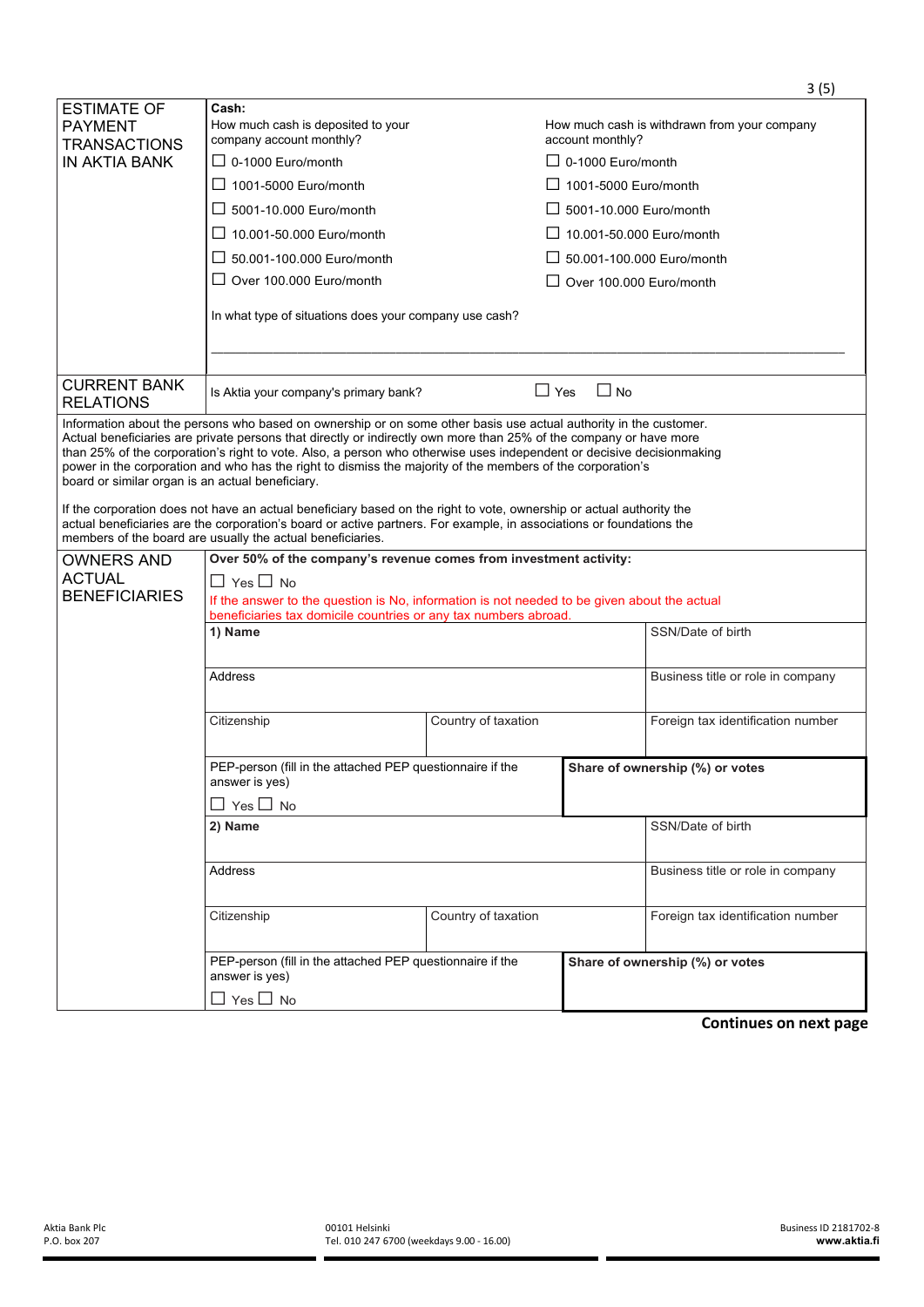## ESTIMATE OF PAYMENT TRANSACTIONS IN AKTIA BANK

**Cash:**

| How much cash is deposited to your company account monthly? | How much cash is withdrawn from your company account monthly? |
| --- | --- |
| ☐ 0-1000 Euro/month | ☐ 0-1000 Euro/month |
| ☐ 1001-5000 Euro/month | ☐ 1001-5000 Euro/month |
| ☐ 5001-10.000 Euro/month | ☐ 5001-10.000 Euro/month |
| ☐ 10.001-50.000 Euro/month | ☐ 10.001-50.000 Euro/month |
| ☐ 50.001-100.000 Euro/month | ☐ 50.001-100.000 Euro/month |
| ☐ Over 100.000 Euro/month | ☐ Over 100.000 Euro/month |

In what type of situations does your company use cash?

\_\_\_\_\_\_\_\_\_\_\_\_\_\_\_\_\_\_\_\_\_\_\_\_\_\_\_\_\_\_\_\_\_\_\_\_\_\_\_\_\_\_\_\_\_\_\_\_\_\_\_\_\_\_\_\_\_\_\_\_\_\_\_\_\_\_\_\_\_\_\_\_\_\_\_\_

## CURRENT BANK RELATIONS

Is Aktia your company's primary bank? ☐ Yes ☐ No

Information about the persons who based on ownership or on some other basis use actual authority in the customer. Actual beneficiaries are private persons that directly or indirectly own more than 25% of the company or have more than 25% of the corporation's right to vote. Also, a person who otherwise uses independent or decisive decisionmaking power in the corporation and who has the right to dismiss the majority of the members of the corporation's board or similar organ is an actual beneficiary.

If the corporation does not have an actual beneficiary based on the right to vote, ownership or actual authority the actual beneficiaries are the corporation's board or active partners. For example, in associations or foundations the members of the board are usually the actual beneficiaries.

## OWNERS AND ACTUAL BENEFICIARIES

**Over 50% of the company's revenue comes from investment activity:**

☐ Yes ☐ No

If the answer to the question is No, information is not needed to be given about the actual beneficiaries tax domicile countries or any tax numbers abroad.

| **1) Name** | | SSN/Date of birth |
| --- | --- | --- |
| Address | | Business title or role in company |
| Citizenship | Country of taxation | Foreign tax identification number |
| PEP-person (fill in the attached PEP questionnaire if the answer is yes) ☐ Yes ☐ No | **Share of ownership (%) or votes** | |

| **2) Name** | | SSN/Date of birth |
| --- | --- | --- |
| Address | | Business title or role in company |
| Citizenship | Country of taxation | Foreign tax identification number |
| PEP-person (fill in the attached PEP questionnaire if the answer is yes) ☐ Yes ☐ No | **Share of ownership (%) or votes** | |

**Continues on next page**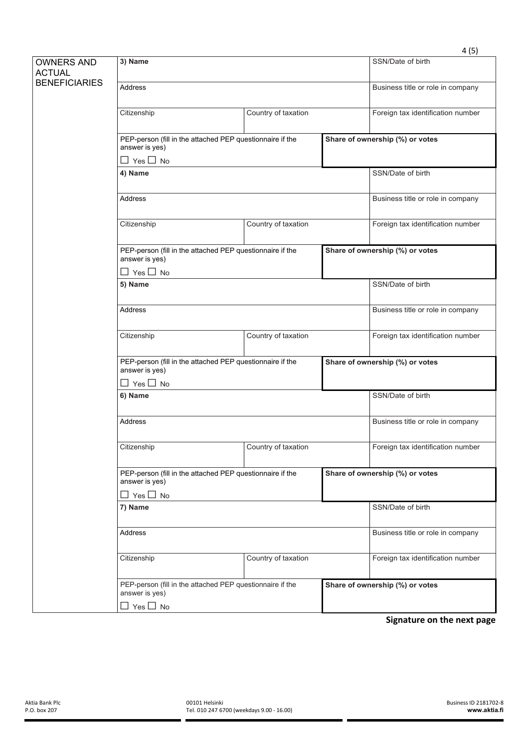## OWNERS AND ACTUAL BENEFICIARIES

| **3) Name** | | SSN/Date of birth |
|---|---|---|
| Address | | Business title or role in company |
| Citizenship | Country of taxation | Foreign tax identification number |
| PEP-person (fill in the attached PEP questionnaire if the answer is yes)<br>☐ Yes ☐ No | **Share of ownership (%) or votes** | |

| **4) Name** | | SSN/Date of birth |
|---|---|---|
| Address | | Business title or role in company |
| Citizenship | Country of taxation | Foreign tax identification number |
| PEP-person (fill in the attached PEP questionnaire if the answer is yes)<br>☐ Yes ☐ No | **Share of ownership (%) or votes** | |

| **5) Name** | | SSN/Date of birth |
|---|---|---|
| Address | | Business title or role in company |
| Citizenship | Country of taxation | Foreign tax identification number |
| PEP-person (fill in the attached PEP questionnaire if the answer is yes)<br>☐ Yes ☐ No | **Share of ownership (%) or votes** | |

| **6) Name** | | SSN/Date of birth |
|---|---|---|
| Address | | Business title or role in company |
| Citizenship | Country of taxation | Foreign tax identification number |
| PEP-person (fill in the attached PEP questionnaire if the answer is yes)<br>☐ Yes ☐ No | **Share of ownership (%) or votes** | |

| **7) Name** | | SSN/Date of birth |
|---|---|---|
| Address | | Business title or role in company |
| Citizenship | Country of taxation | Foreign tax identification number |
| PEP-person (fill in the attached PEP questionnaire if the answer is yes)<br>☐ Yes ☐ No | **Share of ownership (%) or votes** | |

**Signature on the next page**

Aktia Bank Plc
P.O. box 207
00101 Helsinki
Tel. 010 247 6700 (weekdays 9.00 - 16.00)
Business ID 2181702-8
**www.aktia.fi**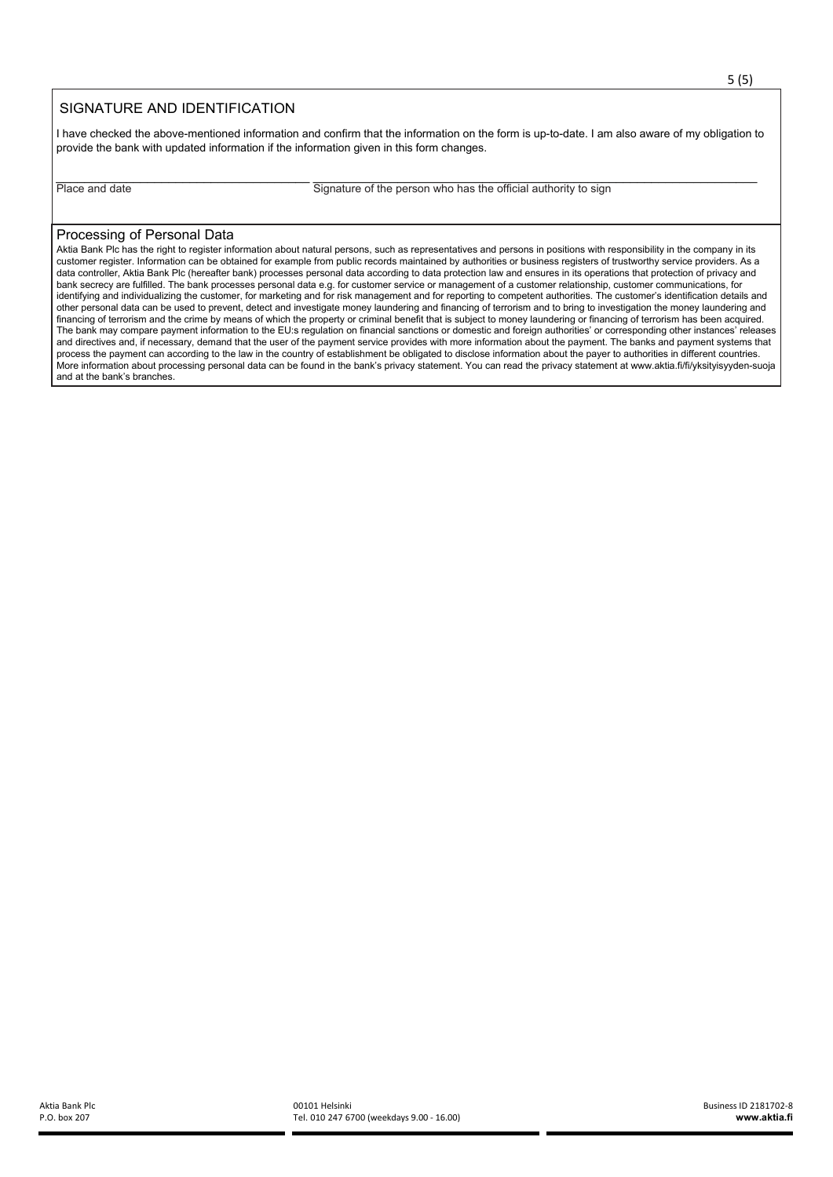## SIGNATURE AND IDENTIFICATION

I have checked the above-mentioned information and confirm that the information on the form is up-to-date. I am also aware of my obligation to provide the bank with updated information if the information given in this form changes.

\_\_\_\_\_\_\_\_\_\_\_\_\_\_\_\_\_\_\_\_\_\_\_\_\_\_\_\_\_\_\_\_\_\_\_\_\_\_\_\_ \_\_\_\_\_\_\_\_\_\_\_\_\_\_\_\_\_\_\_\_\_\_\_\_\_\_\_\_\_\_\_\_\_\_\_\_\_\_\_\_\_\_\_\_\_\_\_\_\_\_\_\_\_\_\_\_\_\_\_\_\_\_\_\_\_\_

Place and date Signature of the person who has the official authority to sign

## Processing of Personal Data

Aktia Bank Plc has the right to register information about natural persons, such as representatives and persons in positions with responsibility in the company in its customer register. Information can be obtained for example from public records maintained by authorities or business registers of trustworthy service providers. As a data controller, Aktia Bank Plc (hereafter bank) processes personal data according to data protection law and ensures in its operations that protection of privacy and bank secrecy are fulfilled. The bank processes personal data e.g. for customer service or management of a customer relationship, customer communications, for identifying and individualizing the customer, for marketing and for risk management and for reporting to competent authorities. The customer's identification details and other personal data can be used to prevent, detect and investigate money laundering and financing of terrorism and to bring to investigation the money laundering and financing of terrorism and the crime by means of which the property or criminal benefit that is subject to money laundering or financing of terrorism has been acquired. The bank may compare payment information to the EU:s regulation on financial sanctions or domestic and foreign authorities' or corresponding other instances' releases and directives and, if necessary, demand that the user of the payment service provides with more information about the payment. The banks and payment systems that process the payment can according to the law in the country of establishment be obligated to disclose information about the payer to authorities in different countries. More information about processing personal data can be found in the bank's privacy statement. You can read the privacy statement at www.aktia.fi/fi/yksityisyyden-suoja and at the bank's branches.

Aktia Bank Plc
P.O. box 207
00101 Helsinki
Tel. 010 247 6700 (weekdays 9.00 - 16.00)
Business ID 2181702-8
**www.aktia.fi**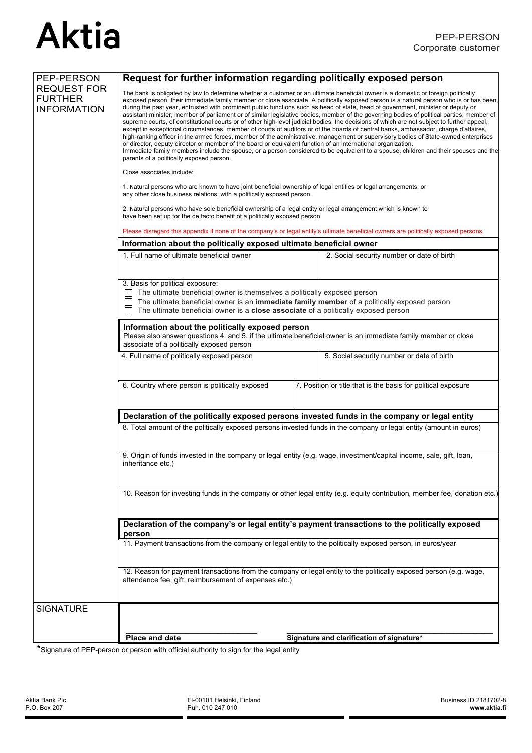# Aktia

PEP-PERSON
Corporate customer

**PEP-PERSON REQUEST FOR FURTHER INFORMATION**

## Request for further information regarding politically exposed person

The bank is obligated by law to determine whether a customer or an ultimate beneficial owner is a domestic or foreign politically exposed person, their immediate family member or close associate. A politically exposed person is a natural person who is or has been, during the past year, entrusted with prominent public functions such as head of state, head of government, minister or deputy or assistant minister, member of parliament or of similar legislative bodies, member of the governing bodies of political parties, member of supreme courts, of constitutional courts or of other high-level judicial bodies, the decisions of which are not subject to further appeal, except in exceptional circumstances, member of courts of auditors or of the boards of central banks, ambassador, chargé d'affaires, high-ranking officer in the armed forces, member of the administrative, management or supervisory bodies of State-owned enterprises or director, deputy director or member of the board or equivalent function of an international organization.
Immediate family members include the spouse, or a person considered to be equivalent to a spouse, children and their spouses and the parents of a politically exposed person.

Close associates include:

1. Natural persons who are known to have joint beneficial ownership of legal entities or legal arrangements, or any other close business relations, with a politically exposed person.

2. Natural persons who have sole beneficial ownership of a legal entity or legal arrangement which is known to have been set up for the de facto benefit of a politically exposed person

Please disregard this appendix if none of the company's or legal entity's ultimate beneficial owners are politically exposed persons.

### Information about the politically exposed ultimate beneficial owner

| 1. Full name of ultimate beneficial owner | 2. Social security number or date of birth |
|---|---|
| | |

3. Basis for political exposure:
- ☐ The ultimate beneficial owner is themselves a politically exposed person
- ☐ The ultimate beneficial owner is an **immediate family member** of a politically exposed person
- ☐ The ultimate beneficial owner is a **close associate** of a politically exposed person

### Information about the politically exposed person

Please also answer questions 4. and 5. if the ultimate beneficial owner is an immediate family member or close associate of a politically exposed person

| 4. Full name of politically exposed person | 5. Social security number or date of birth |
|---|---|
| | |

| 6. Country where person is politically exposed | 7. Position or title that is the basis for political exposure |
|---|---|
| | |

### Declaration of the politically exposed persons invested funds in the company or legal entity

8. Total amount of the politically exposed persons invested funds in the company or legal entity (amount in euros)

9. Origin of funds invested in the company or legal entity (e.g. wage, investment/capital income, sale, gift, loan, inheritance etc.)

10. Reason for investing funds in the company or other legal entity (e.g. equity contribution, member fee, donation etc.)

### Declaration of the company's or legal entity's payment transactions to the politically exposed person

11. Payment transactions from the company or legal entity to the politically exposed person, in euros/year

12. Reason for payment transactions from the company or legal entity to the politically exposed person (e.g. wage, attendance fee, gift, reimbursement of expenses etc.)

**SIGNATURE**

| **Place and date** | **Signature and clarification of signature*** |
|---|---|
| | |

*Signature of PEP-person or person with official authority to sign for the legal entity

Aktia Bank Plc
P.O. Box 207

FI-00101 Helsinki, Finland
Puh. 010 247 010

Business ID 2181702-8
**www.aktia.fi**